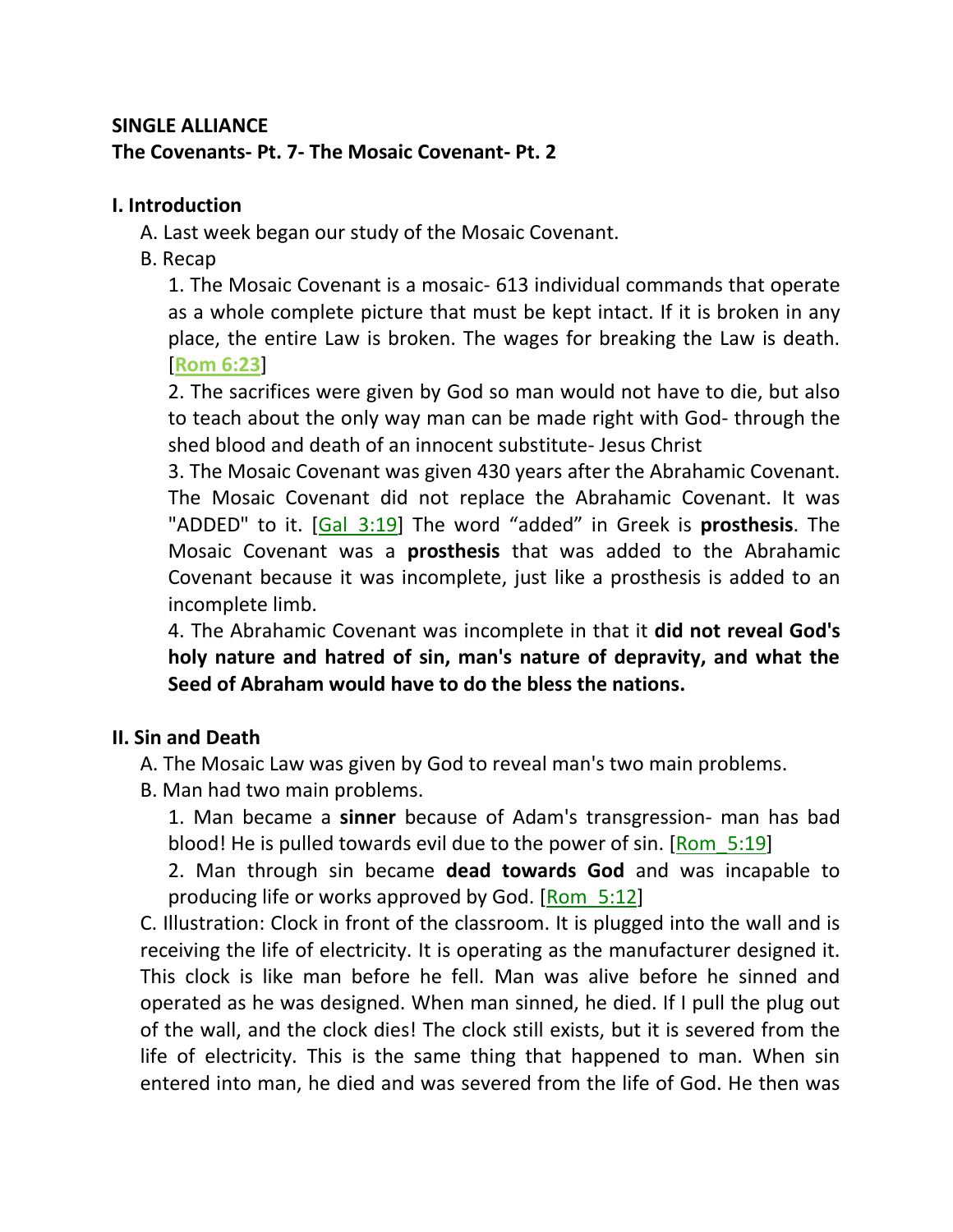**SINGLE ALLIANCE**

**The Covenants- Pt. 7- The Mosaic Covenant- Pt. 2**

**I. Introduction**

A. Last week began our study of the Mosaic Covenant.

B. Recap

1. The Mosaic Covenant is a mosaic- 613 individual commands that operate as a whole complete picture that must be kept intact. If it is broken in any place, the entire Law is broken. The wages for breaking the Law is death. [Rom 6:23]

2. The sacrifices were given by God so man would not have to die, but also to teach about the only way man can be made right with God- through the shed blood and death of an innocent substitute- Jesus Christ

3. The Mosaic Covenant was given 430 years after the Abrahamic Covenant. The Mosaic Covenant did not replace the Abrahamic Covenant. It was "ADDED" to it. [Gal_3:19] The word "added" in Greek is **prosthesis**. The Mosaic Covenant was a **prosthesis** that was added to the Abrahamic Covenant because it was incomplete, just like a prosthesis is added to an incomplete limb.

4. The Abrahamic Covenant was incomplete in that it **did not reveal God's holy nature and hatred of sin, man's nature of depravity, and what the Seed of Abraham would have to do the bless the nations.**

**II. Sin and Death**

A. The Mosaic Law was given by God to reveal man's two main problems.

B. Man had two main problems.

1. Man became a **sinner** because of Adam's transgression- man has bad blood! He is pulled towards evil due to the power of sin. [Rom_5:19]

2. Man through sin became **dead towards God** and was incapable to producing life or works approved by God. [Rom_5:12]

C. Illustration: Clock in front of the classroom. It is plugged into the wall and is receiving the life of electricity. It is operating as the manufacturer designed it. This clock is like man before he fell. Man was alive before he sinned and operated as he was designed. When man sinned, he died. If I pull the plug out of the wall, and the clock dies! The clock still exists, but it is severed from the life of electricity. This is the same thing that happened to man. When sin entered into man, he died and was severed from the life of God. He then was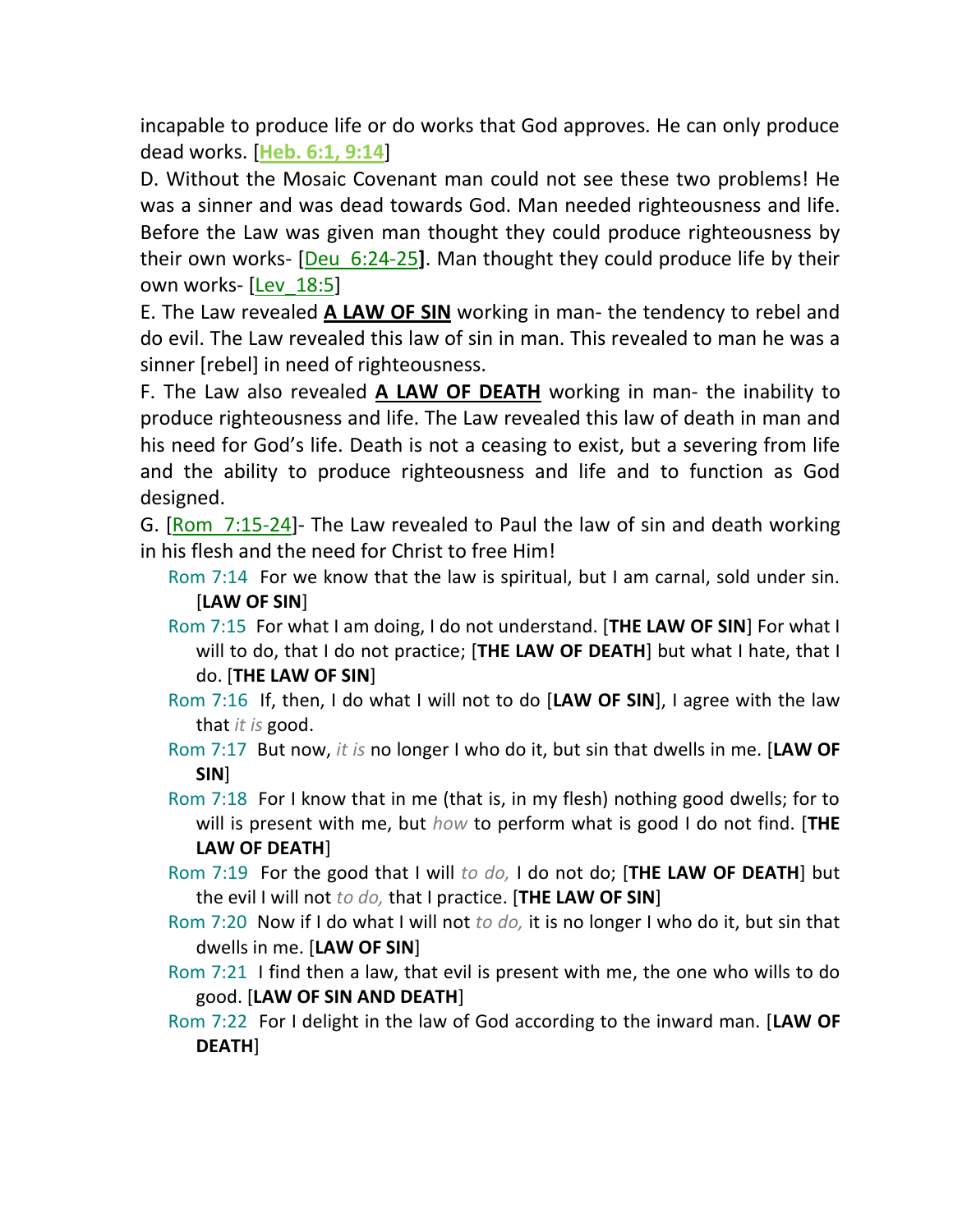incapable to produce life or do works that God approves. He can only produce dead works. [**Heb. 6:1, 9:14**]

D. Without the Mosaic Covenant man could not see these two problems! He was a sinner and was dead towards God. Man needed righteousness and life. Before the Law was given man thought they could produce righteousness by their own works- [Deu_6:24-25**]**. Man thought they could produce life by their own works- [Lev_18:5]

E. The Law revealed **A LAW OF SIN** working in man- the tendency to rebel and do evil. The Law revealed this law of sin in man. This revealed to man he was a sinner [rebel] in need of righteousness.

F. The Law also revealed **A LAW OF DEATH** working in man- the inability to produce righteousness and life. The Law revealed this law of death in man and his need for God's life. Death is not a ceasing to exist, but a severing from life and the ability to produce righteousness and life and to function as God designed.

G. [Rom_7:15-24]- The Law revealed to Paul the law of sin and death working in his flesh and the need for Christ to free Him!

> Rom 7:14 For we know that the law is spiritual, but I am carnal, sold under sin. [**LAW OF SIN**]
>
> Rom 7:15 For what I am doing, I do not understand. [**THE LAW OF SIN**] For what I will to do, that I do not practice; [**THE LAW OF DEATH**] but what I hate, that I do. [**THE LAW OF SIN**]
>
> Rom 7:16 If, then, I do what I will not to do [**LAW OF SIN**], I agree with the law that *it is* good.
>
> Rom 7:17 But now, *it is* no longer I who do it, but sin that dwells in me. [**LAW OF SIN**]
>
> Rom 7:18 For I know that in me (that is, in my flesh) nothing good dwells; for to will is present with me, but *how* to perform what is good I do not find. [**THE LAW OF DEATH**]
>
> Rom 7:19 For the good that I will *to do,* I do not do; [**THE LAW OF DEATH**] but the evil I will not *to do,* that I practice. [**THE LAW OF SIN**]
>
> Rom 7:20 Now if I do what I will not *to do,* it is no longer I who do it, but sin that dwells in me. [**LAW OF SIN**]
>
> Rom 7:21 I find then a law, that evil is present with me, the one who wills to do good. [**LAW OF SIN AND DEATH**]
>
> Rom 7:22 For I delight in the law of God according to the inward man. [**LAW OF DEATH**]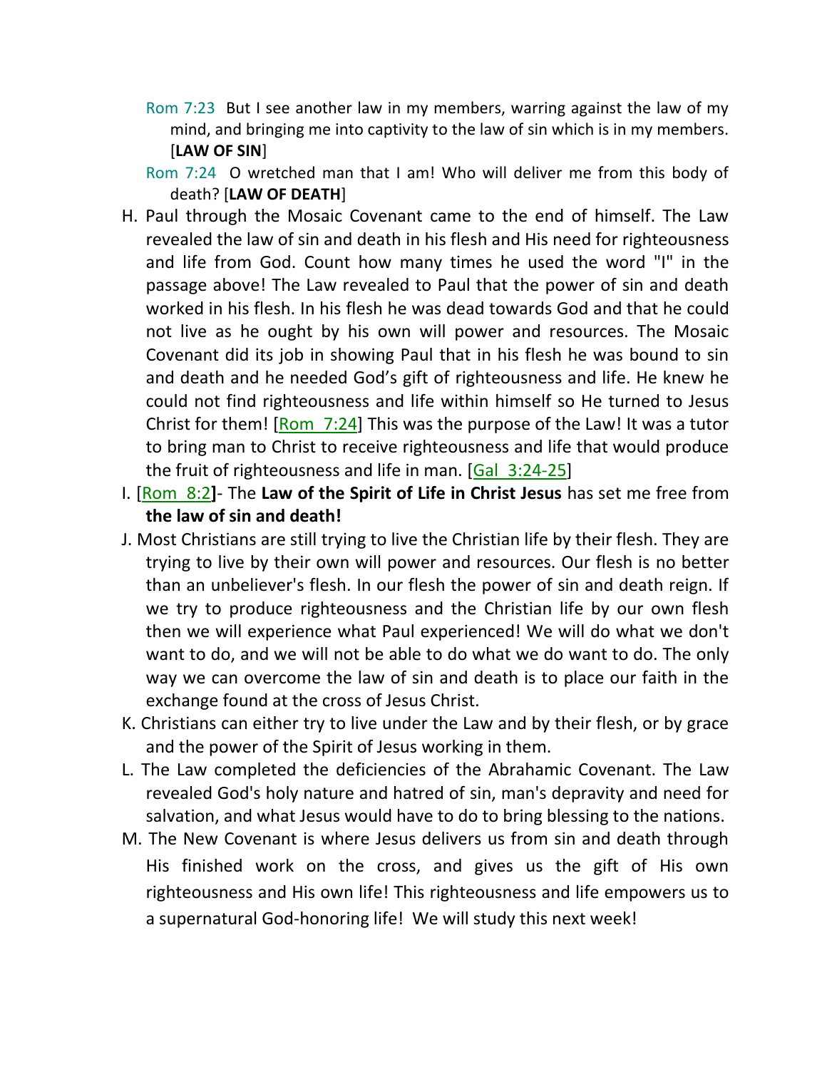Rom 7:23 But I see another law in my members, warring against the law of my mind, and bringing me into captivity to the law of sin which is in my members. [**LAW OF SIN**]

Rom 7:24 O wretched man that I am! Who will deliver me from this body of death? [**LAW OF DEATH**]

H. Paul through the Mosaic Covenant came to the end of himself. The Law revealed the law of sin and death in his flesh and His need for righteousness and life from God. Count how many times he used the word "I" in the passage above! The Law revealed to Paul that the power of sin and death worked in his flesh. In his flesh he was dead towards God and that he could not live as he ought by his own will power and resources. The Mosaic Covenant did its job in showing Paul that in his flesh he was bound to sin and death and he needed God's gift of righteousness and life. He knew he could not find righteousness and life within himself so He turned to Jesus Christ for them! [Rom 7:24] This was the purpose of the Law! It was a tutor to bring man to Christ to receive righteousness and life that would produce the fruit of righteousness and life in man. [Gal 3:24-25]

I. [Rom 8:2**]**- The **Law of the Spirit of Life in Christ Jesus** has set me free from **the law of sin and death!**

J. Most Christians are still trying to live the Christian life by their flesh. They are trying to live by their own will power and resources. Our flesh is no better than an unbeliever's flesh. In our flesh the power of sin and death reign. If we try to produce righteousness and the Christian life by our own flesh then we will experience what Paul experienced! We will do what we don't want to do, and we will not be able to do what we do want to do. The only way we can overcome the law of sin and death is to place our faith in the exchange found at the cross of Jesus Christ.

K. Christians can either try to live under the Law and by their flesh, or by grace and the power of the Spirit of Jesus working in them.

L. The Law completed the deficiencies of the Abrahamic Covenant. The Law revealed God's holy nature and hatred of sin, man's depravity and need for salvation, and what Jesus would have to do to bring blessing to the nations.

M. The New Covenant is where Jesus delivers us from sin and death through His finished work on the cross, and gives us the gift of His own righteousness and His own life! This righteousness and life empowers us to a supernatural God-honoring life! We will study this next week!